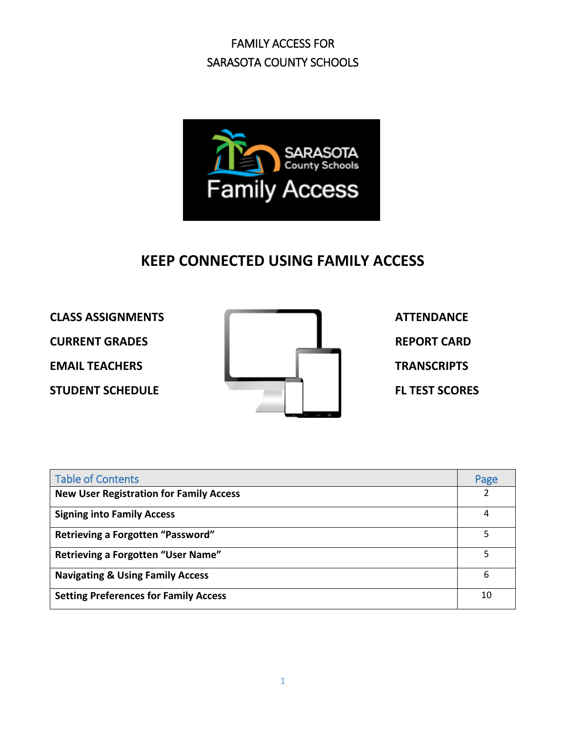FAMILY ACCESS FOR
SARASOTA COUNTY SCHOOLS

# KEEP CONNECTED USING FAMILY ACCESS

**CLASS ASSIGNMENTS**

**CURRENT GRADES**

**EMAIL TEACHERS**

**STUDENT SCHEDULE**

**ATTENDANCE**

**REPORT CARD**

**TRANSCRIPTS**

**FL TEST SCORES**

| Table of Contents | Page |
|---|---|
| **New User Registration for Family Access** | 2 |
| **Signing into Family Access** | 4 |
| **Retrieving a Forgotten "Password"** | 5 |
| **Retrieving a Forgotten "User Name"** | 5 |
| **Navigating & Using Family Access** | 6 |
| **Setting Preferences for Family Access** | 10 |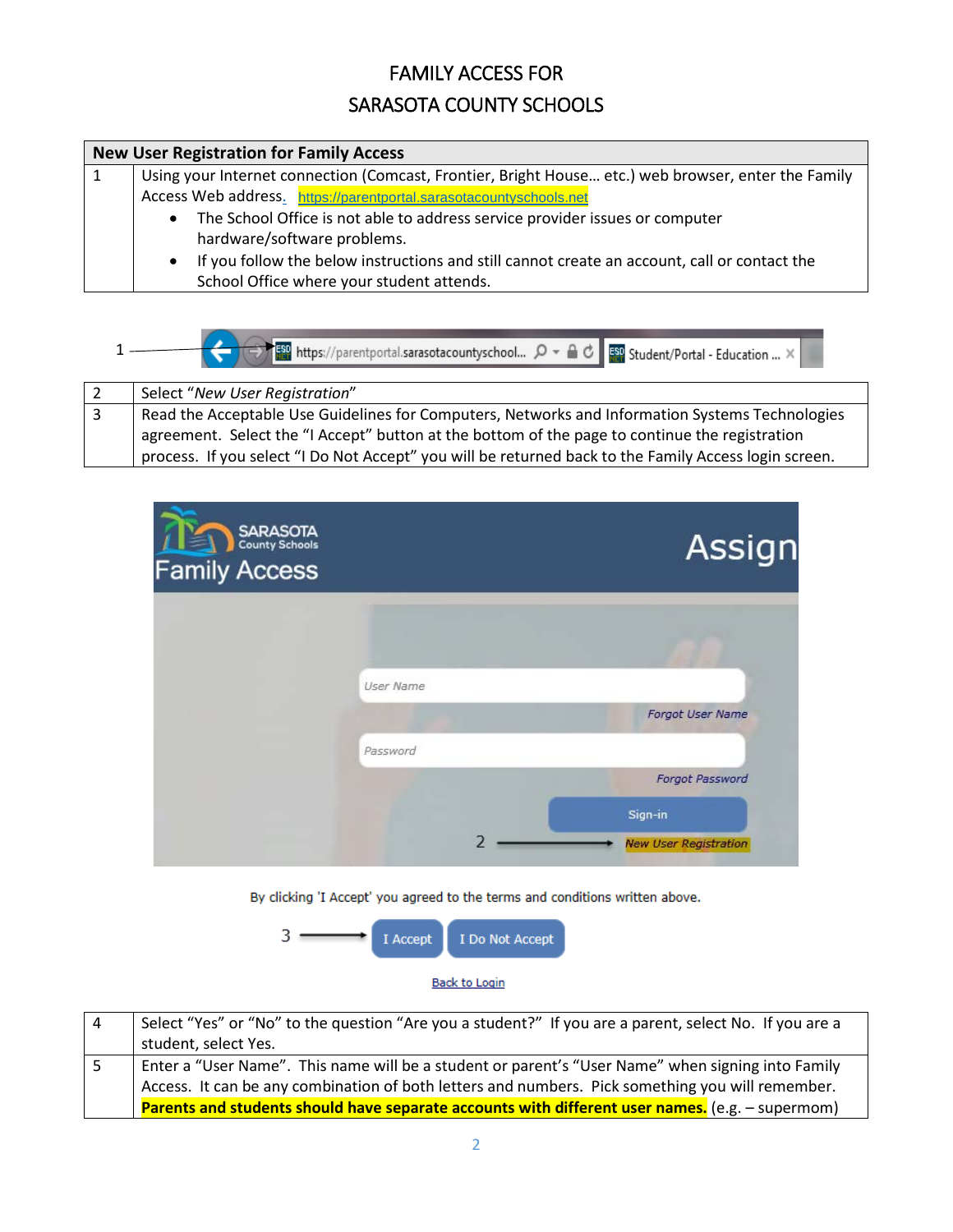# FAMILY ACCESS FOR SARASOTA COUNTY SCHOOLS

| New User Registration for Family Access | |
|---|---|
| 1 | Using your Internet connection (Comcast, Frontier, Bright House… etc.) web browser, enter the Family Access Web address. https://parentportal.sarasotacountyschools.net<br>• The School Office is not able to address service provider issues or computer hardware/software problems.<br>• If you follow the below instructions and still cannot create an account, call or contact the School Office where your student attends. |

1

| | |
|---|---|
| 2 | Select "*New User Registration*" |
| 3 | Read the Acceptable Use Guidelines for Computers, Networks and Information Systems Technologies agreement. Select the "I Accept" button at the bottom of the page to continue the registration process. If you select "I Do Not Accept" you will be returned back to the Family Access login screen. |

2

By clicking 'I Accept' you agreed to the terms and conditions written above.

3 → I Accept | I Do Not Accept

Back to Login

| | |
|---|---|
| 4 | Select "Yes" or "No" to the question "Are you a student?" If you are a parent, select No. If you are a student, select Yes. |
| 5 | Enter a "User Name". This name will be a student or parent's "User Name" when signing into Family Access. It can be any combination of both letters and numbers. Pick something you will remember. **Parents and students should have separate accounts with different user names.** (e.g. – supermom) |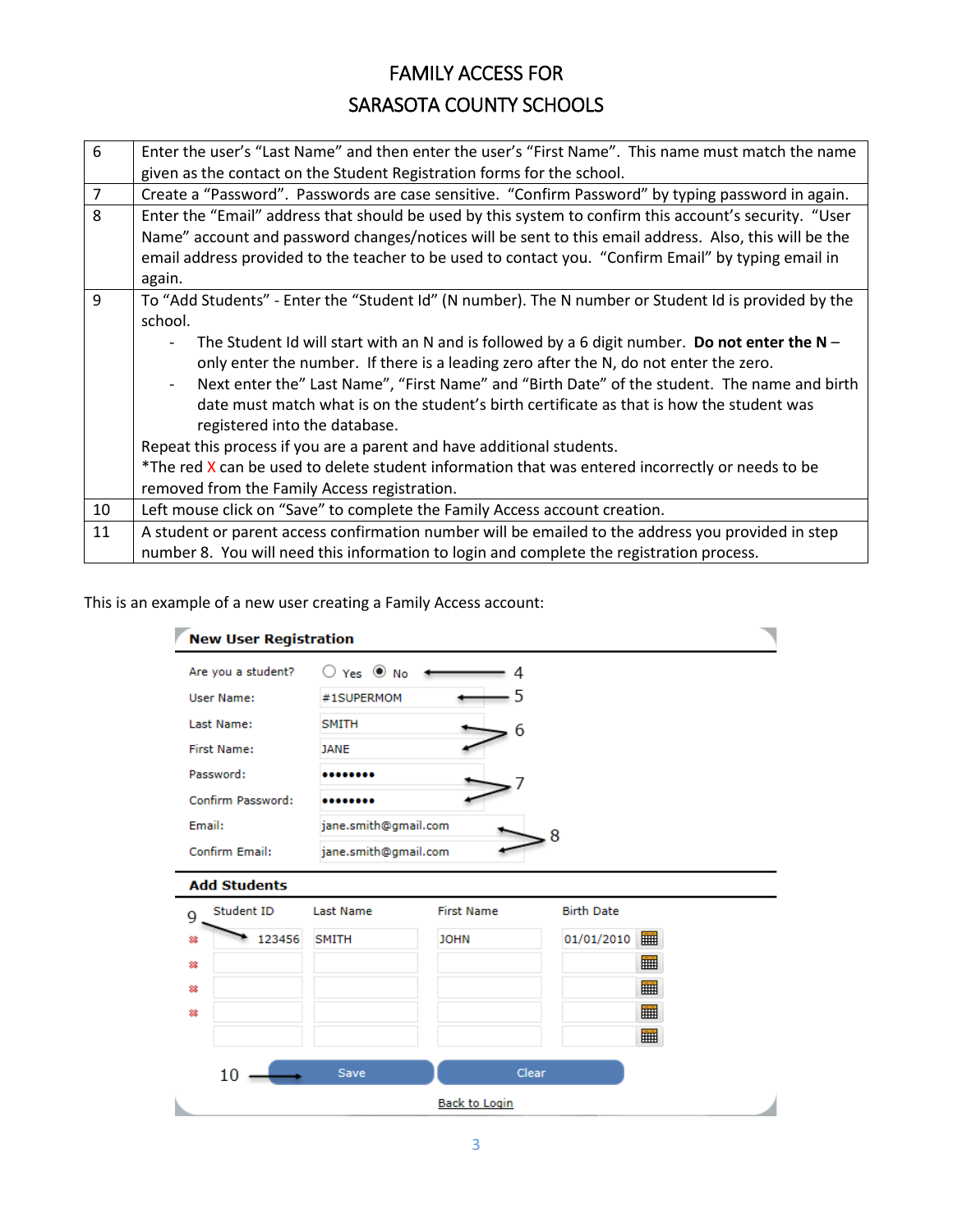| | |
|---|---|
| 6 | Enter the user's "Last Name" and then enter the user's "First Name". This name must match the name given as the contact on the Student Registration forms for the school. |
| 7 | Create a "Password". Passwords are case sensitive. "Confirm Password" by typing password in again. |
| 8 | Enter the "Email" address that should be used by this system to confirm this account's security. "User Name" account and password changes/notices will be sent to this email address. Also, this will be the email address provided to the teacher to be used to contact you. "Confirm Email" by typing email in again. |
| 9 | To "Add Students" - Enter the "Student Id" (N number). The N number or Student Id is provided by the school.<br>- The Student Id will start with an N and is followed by a 6 digit number. **Do not enter the N** – only enter the number. If there is a leading zero after the N, do not enter the zero.<br>- Next enter the" Last Name", "First Name" and "Birth Date" of the student. The name and birth date must match what is on the student's birth certificate as that is how the student was registered into the database.<br>Repeat this process if you are a parent and have additional students.<br>*The red X can be used to delete student information that was entered incorrectly or needs to be removed from the Family Access registration. |
| 10 | Left mouse click on "Save" to complete the Family Access account creation. |
| 11 | A student or parent access confirmation number will be emailed to the address you provided in step number 8. You will need this information to login and complete the registration process. |

This is an example of a new user creating a Family Access account:

**New User Registration**

| | | |
|---|---|---|
| Are you a student? | ○ Yes ◉ No | 4 |
| User Name: | #1SUPERMOM | 5 |
| Last Name: | SMITH | 6 |
| First Name: | JANE | 6 |
| Password: | •••••••• | 7 |
| Confirm Password: | •••••••• | 7 |
| Email: | jane.smith@gmail.com | 8 |
| Confirm Email: | jane.smith@gmail.com | 8 |

**Add Students**

| 9 | Student ID | Last Name | First Name | Birth Date |
|---|---|---|---|---|
| X | 123456 | SMITH | JOHN | 01/01/2010 |
| X | | | | |
| X | | | | |
| X | | | | |
| | | | | |

10 → Save | Clear

Back to Login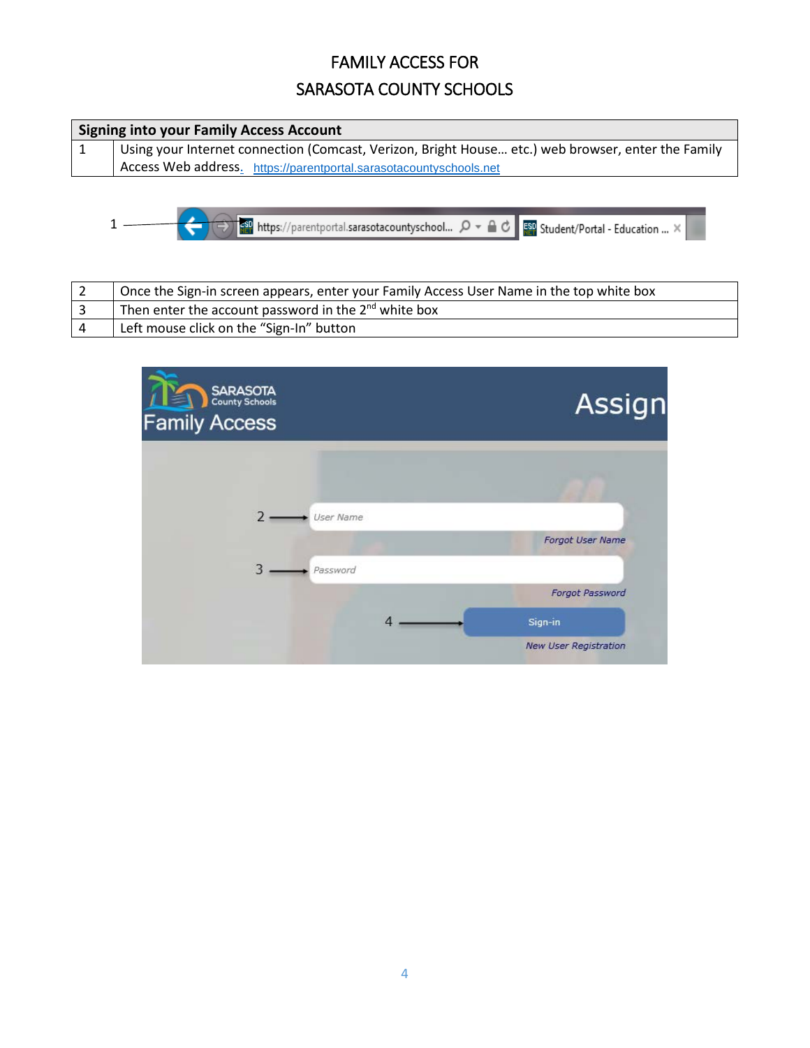# FAMILY ACCESS FOR
# SARASOTA COUNTY SCHOOLS

| Signing into your Family Access Account | |
|---|---|
| 1 | Using your Internet connection (Comcast, Verizon, Bright House… etc.) web browser, enter the Family Access Web address. https://parentportal.sarasotacountyschools.net |

| 2 | Once the Sign-in screen appears, enter your Family Access User Name in the top white box |
|---|---|
| 3 | Then enter the account password in the 2nd white box |
| 4 | Left mouse click on the "Sign-In" button |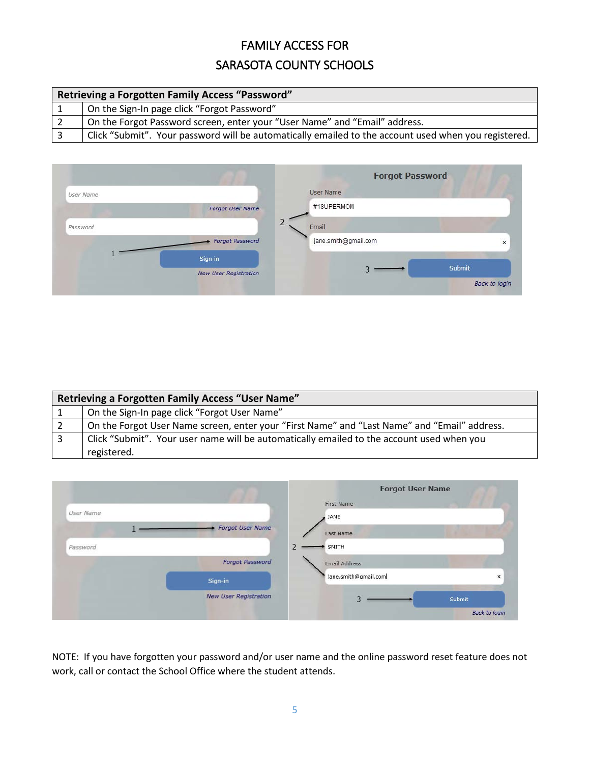# FAMILY ACCESS FOR SARASOTA COUNTY SCHOOLS

| Retrieving a Forgotten Family Access “Password” | |
|---|---|
| 1 | On the Sign-In page click “Forgot Password” |
| 2 | On the Forgot Password screen, enter your “User Name” and “Email” address. |
| 3 | Click “Submit”. Your password will be automatically emailed to the account used when you registered. |

| Retrieving a Forgotten Family Access “User Name” | |
|---|---|
| 1 | On the Sign-In page click “Forgot User Name” |
| 2 | On the Forgot User Name screen, enter your “First Name” and “Last Name” and “Email” address. |
| 3 | Click “Submit”. Your user name will be automatically emailed to the account used when you registered. |

NOTE: If you have forgotten your password and/or user name and the online password reset feature does not work, call or contact the School Office where the student attends.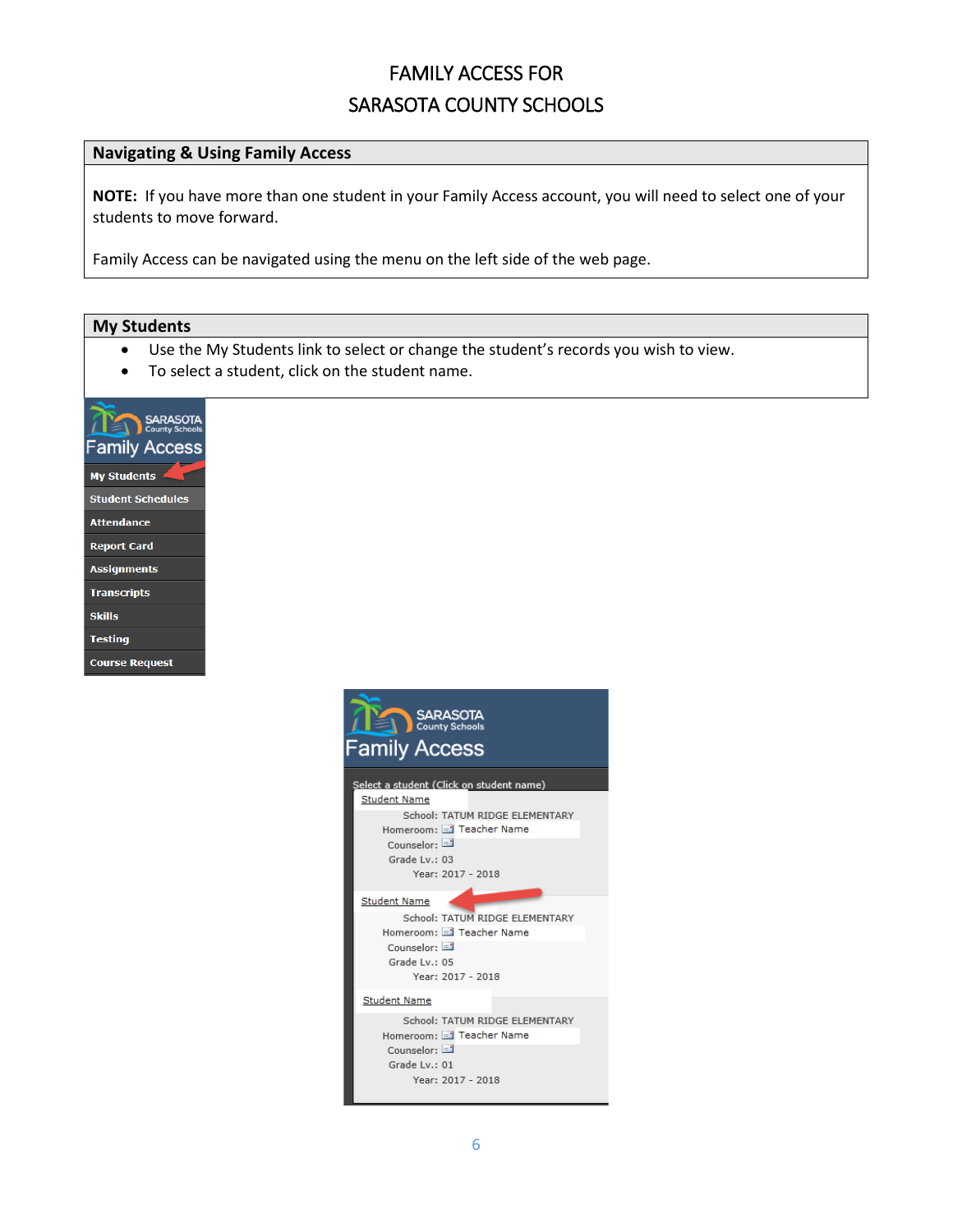# FAMILY ACCESS FOR SARASOTA COUNTY SCHOOLS

## Navigating & Using Family Access

**NOTE:** If you have more than one student in your Family Access account, you will need to select one of your students to move forward.

Family Access can be navigated using the menu on the left side of the web page.

## My Students

- Use the My Students link to select or change the student's records you wish to view.
- To select a student, click on the student name.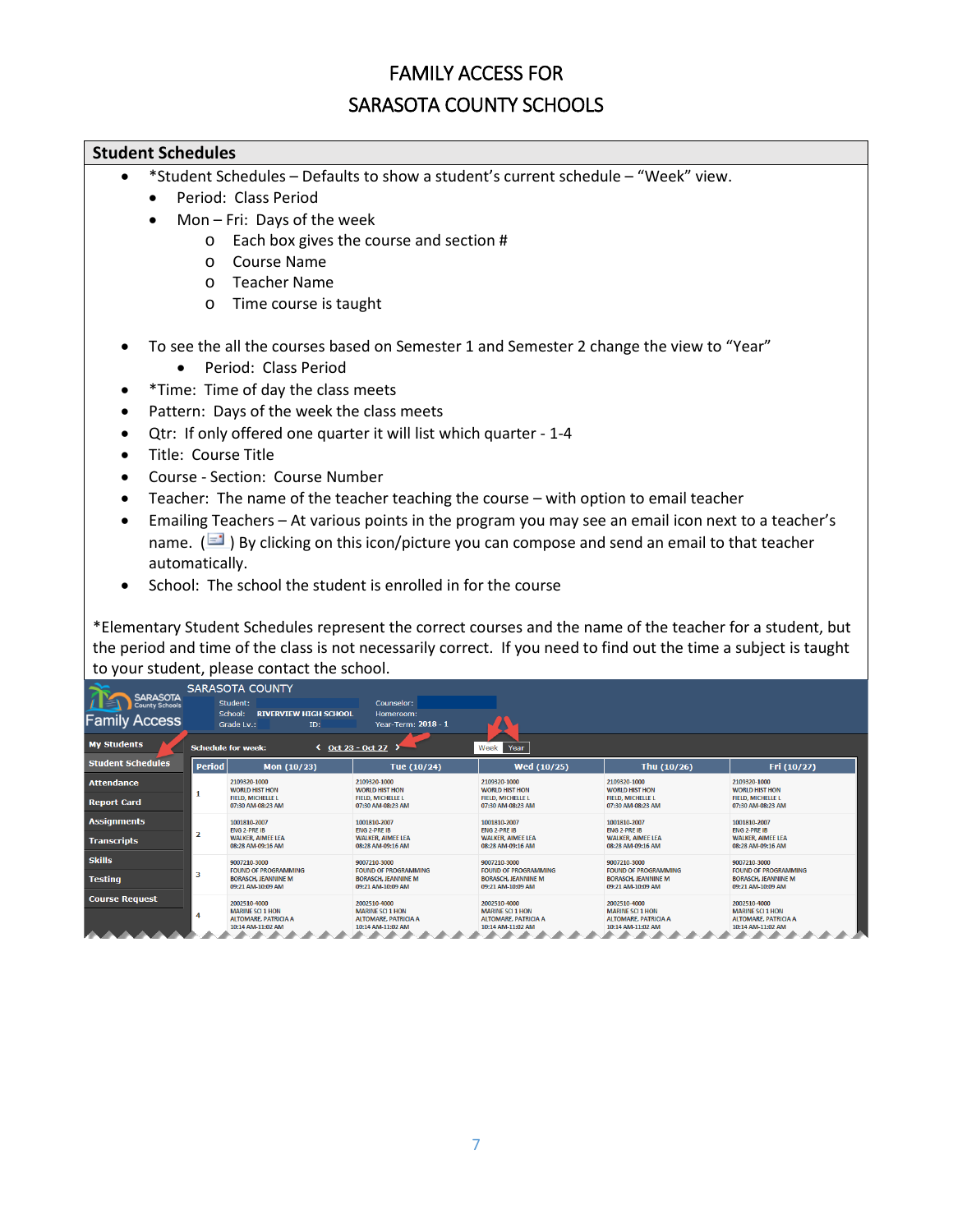# FAMILY ACCESS FOR
# SARASOTA COUNTY SCHOOLS

## Student Schedules

- *Student Schedules – Defaults to show a student's current schedule – "Week" view.
  - Period: Class Period
  - Mon – Fri: Days of the week
    - Each box gives the course and section #
    - Course Name
    - Teacher Name
    - Time course is taught

- To see the all the courses based on Semester 1 and Semester 2 change the view to "Year"
  - Period: Class Period
- *Time: Time of day the class meets
- Pattern: Days of the week the class meets
- Qtr: If only offered one quarter it will list which quarter - 1-4
- Title: Course Title
- Course - Section: Course Number
- Teacher: The name of the teacher teaching the course – with option to email teacher
- Emailing Teachers – At various points in the program you may see an email icon next to a teacher's name. ( ) By clicking on this icon/picture you can compose and send an email to that teacher automatically.
- School: The school the student is enrolled in for the course

*Elementary Student Schedules represent the correct courses and the name of the teacher for a student, but the period and time of the class is not necessarily correct. If you need to find out the time a subject is taught to your student, please contact the school.

SARASOTA COUNTY

Family Access

Student: | School: RIVERVIEW HIGH SCHOOL | Grade Lv.: | ID: | Counselor: | Homeroom: | Year-Term: 2018 - 1

My Students | Student Schedules | Attendance | Report Card | Assignments | Transcripts | Skills | Testing | Course Request

Schedule for week: < Oct 23 - Oct 27 > | Week | Year

| Period | Mon (10/23) | Tue (10/24) | Wed (10/25) | Thu (10/26) | Fri (10/27) |
|---|---|---|---|---|---|
| 1 | 2109320-1000 WORLD HIST HON FIELD, MICHELLE L 07:30 AM-08:23 AM | 2109320-1000 WORLD HIST HON FIELD, MICHELLE L 07:30 AM-08:23 AM | 2109320-1000 WORLD HIST HON FIELD, MICHELLE L 07:30 AM-08:23 AM | 2109320-1000 WORLD HIST HON FIELD, MICHELLE L 07:30 AM-08:23 AM | 2109320-1000 WORLD HIST HON FIELD, MICHELLE L 07:30 AM-08:23 AM |
| 2 | 1001810-2007 ENG 2-PRE IB WALKER, AIMEE LEA 08:28 AM-09:16 AM | 1001810-2007 ENG 2-PRE IB WALKER, AIMEE LEA 08:28 AM-09:16 AM | 1001810-2007 ENG 2-PRE IB WALKER, AIMEE LEA 08:28 AM-09:16 AM | 1001810-2007 ENG 2-PRE IB WALKER, AIMEE LEA 08:28 AM-09:16 AM | 1001810-2007 ENG 2-PRE IB WALKER, AIMEE LEA 08:28 AM-09:16 AM |
| 3 | 9007210-3000 FOUND OF PROGRAMMING BORASCH, JEANNINE M 09:21 AM-10:09 AM | 9007210-3000 FOUND OF PROGRAMMING BORASCH, JEANNINE M 09:21 AM-10:09 AM | 9007210-3000 FOUND OF PROGRAMMING BORASCH, JEANNINE M 09:21 AM-10:09 AM | 9007210-3000 FOUND OF PROGRAMMING BORASCH, JEANNINE M 09:21 AM-10:09 AM | 9007210-3000 FOUND OF PROGRAMMING BORASCH, JEANNINE M 09:21 AM-10:09 AM |
| 4 | 2002510-4000 MARINE SCI 1 HON ALTOMARE, PATRICIA A 10:14 AM-11:02 AM | 2002510-4000 MARINE SCI 1 HON ALTOMARE, PATRICIA A 10:14 AM-11:02 AM | 2002510-4000 MARINE SCI 1 HON ALTOMARE, PATRICIA A 10:14 AM-11:02 AM | 2002510-4000 MARINE SCI 1 HON ALTOMARE, PATRICIA A 10:14 AM-11:02 AM | 2002510-4000 MARINE SCI 1 HON ALTOMARE, PATRICIA A 10:14 AM-11:02 AM |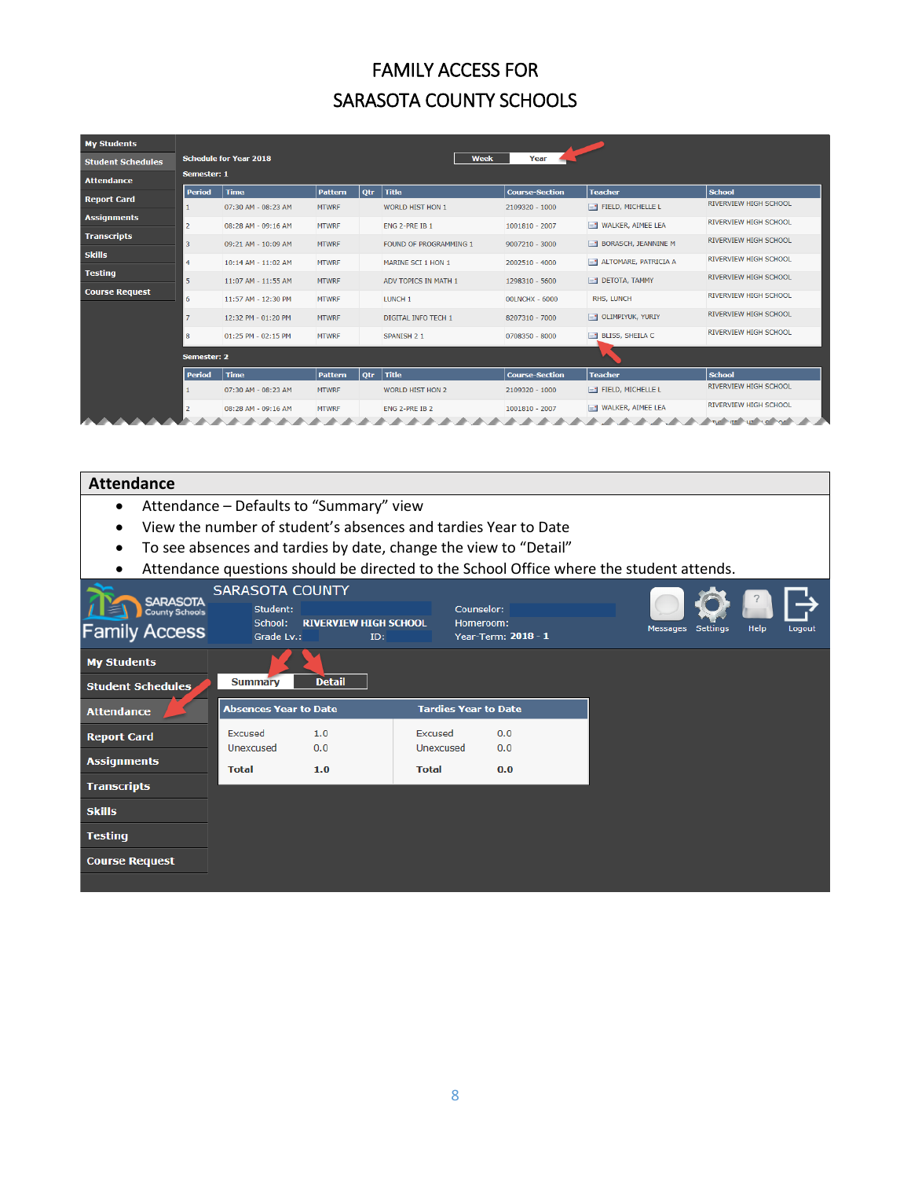# FAMILY ACCESS FOR SARASOTA COUNTY SCHOOLS

My Students
Student Schedules
Attendance
Report Card
Assignments
Transcripts
Skills
Testing
Course Request

Schedule for Year 2018 | Week | Year

Semester: 1

| Period | Time | Pattern | Qtr | Title | Course-Section | Teacher | School |
|---|---|---|---|---|---|---|---|
| 1 | 07:30 AM - 08:23 AM | MTWRF | | WORLD HIST HON 1 | 2109320 - 1000 | FIELD, MICHELLE L | RIVERVIEW HIGH SCHOOL |
| 2 | 08:28 AM - 09:16 AM | MTWRF | | ENG 2-PRE IB 1 | 1001810 - 2007 | WALKER, AIMEE LEA | RIVERVIEW HIGH SCHOOL |
| 3 | 09:21 AM - 10:09 AM | MTWRF | | FOUND OF PROGRAMMING 1 | 9007210 - 3000 | BORASCH, JEANNINE M | RIVERVIEW HIGH SCHOOL |
| 4 | 10:14 AM - 11:02 AM | MTWRF | | MARINE SCI 1 HON 1 | 2002510 - 4000 | ALTOMARE, PATRICIA A | RIVERVIEW HIGH SCHOOL |
| 5 | 11:07 AM - 11:55 AM | MTWRF | | ADV TOPICS IN MATH 1 | 1298310 - 5600 | DETOTA, TAMMY | RIVERVIEW HIGH SCHOOL |
| 6 | 11:57 AM - 12:30 PM | MTWRF | | LUNCH 1 | 00LNCHX - 6000 | RHS, LUNCH | RIVERVIEW HIGH SCHOOL |
| 7 | 12:32 PM - 01:20 PM | MTWRF | | DIGITAL INFO TECH 1 | 8207310 - 7000 | OLIMPIYUK, YURIY | RIVERVIEW HIGH SCHOOL |
| 8 | 01:25 PM - 02:15 PM | MTWRF | | SPANISH 2 1 | 0708350 - 8000 | BLISS, SHEILA C | RIVERVIEW HIGH SCHOOL |

Semester: 2

| Period | Time | Pattern | Qtr | Title | Course-Section | Teacher | School |
|---|---|---|---|---|---|---|---|
| 1 | 07:30 AM - 08:23 AM | MTWRF | | WORLD HIST HON 2 | 2109320 - 1000 | FIELD, MICHELLE L | RIVERVIEW HIGH SCHOOL |
| 2 | 08:28 AM - 09:16 AM | MTWRF | | ENG 2-PRE IB 2 | 1001810 - 2007 | WALKER, AIMEE LEA | RIVERVIEW HIGH SCHOOL |

## Attendance

- Attendance – Defaults to "Summary" view
- View the number of student's absences and tardies Year to Date
- To see absences and tardies by date, change the view to "Detail"
- Attendance questions should be directed to the School Office where the student attends.

SARASOTA COUNTY
SARASOTA County Schools Family Access

Student:
School: RIVERVIEW HIGH SCHOOL
Grade Lv.: ID:
Counselor:
Homeroom:
Year-Term: 2018 - 1

Messages | Settings | Help | Logout

My Students
Student Schedules
Attendance
Report Card
Assignments
Transcripts
Skills
Testing
Course Request

Summary | Detail

| Absences Year to Date | | Tardies Year to Date | |
|---|---|---|---|
| Excused | 1.0 | Excused | 0.0 |
| Unexcused | 0.0 | Unexcused | 0.0 |
| **Total** | **1.0** | **Total** | **0.0** |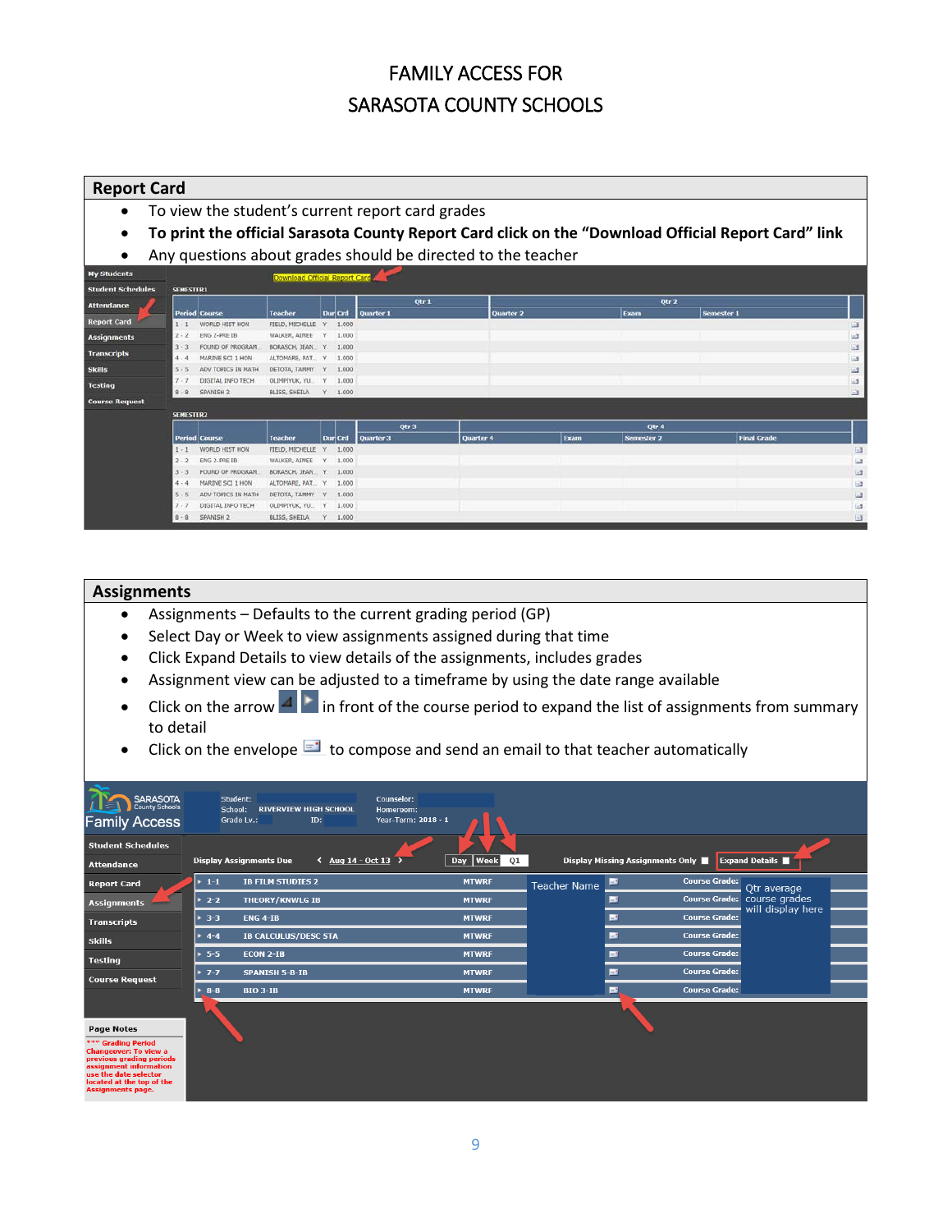# FAMILY ACCESS FOR
# SARASOTA COUNTY SCHOOLS

## Report Card

- To view the student's current report card grades
- **To print the official Sarasota County Report Card click on the "Download Official Report Card" link**
- Any questions about grades should be directed to the teacher

## Assignments

- Assignments – Defaults to the current grading period (GP)
- Select Day or Week to view assignments assigned during that time
- Click Expand Details to view details of the assignments, includes grades
- Assignment view can be adjusted to a timeframe by using the date range available
- Click on the arrow in front of the course period to expand the list of assignments from summary to detail
- Click on the envelope to compose and send an email to that teacher automatically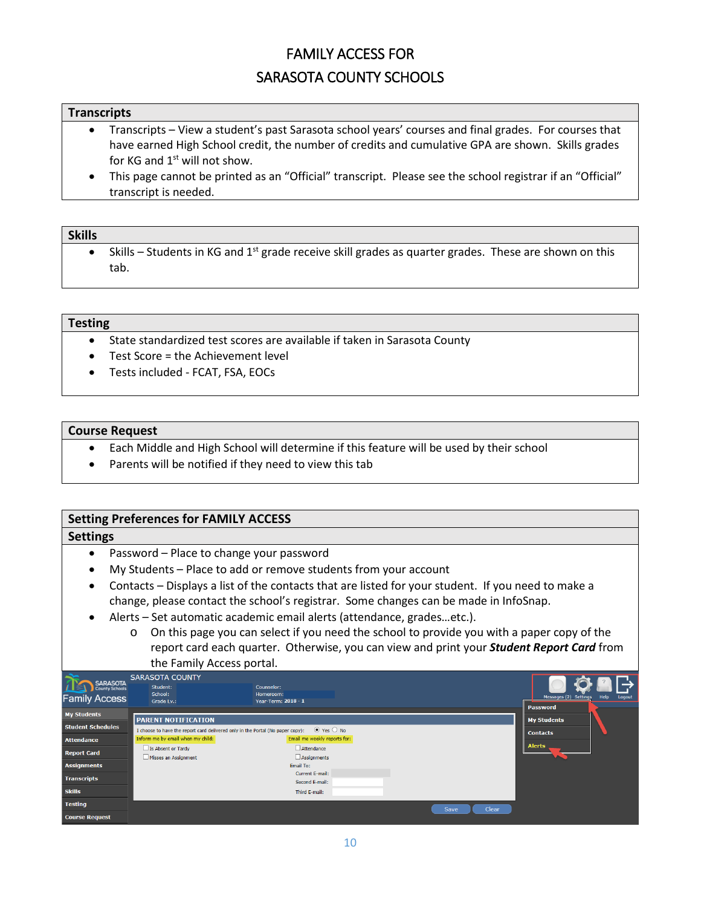# FAMILY ACCESS FOR
# SARASOTA COUNTY SCHOOLS

## Transcripts

- Transcripts – View a student's past Sarasota school years' courses and final grades. For courses that have earned High School credit, the number of credits and cumulative GPA are shown. Skills grades for KG and 1st will not show.
- This page cannot be printed as an "Official" transcript. Please see the school registrar if an "Official" transcript is needed.

## Skills

- Skills – Students in KG and 1st grade receive skill grades as quarter grades. These are shown on this tab.

## Testing

- State standardized test scores are available if taken in Sarasota County
- Test Score = the Achievement level
- Tests included - FCAT, FSA, EOCs

## Course Request

- Each Middle and High School will determine if this feature will be used by their school
- Parents will be notified if they need to view this tab

## Setting Preferences for FAMILY ACCESS

### Settings

- Password – Place to change your password
- My Students – Place to add or remove students from your account
- Contacts – Displays a list of the contacts that are listed for your student. If you need to make a change, please contact the school's registrar. Some changes can be made in InfoSnap.
- Alerts – Set automatic academic email alerts (attendance, grades…etc.).
  - On this page you can select if you need the school to provide you with a paper copy of the report card each quarter. Otherwise, you can view and print your ***Student Report Card*** from the Family Access portal.